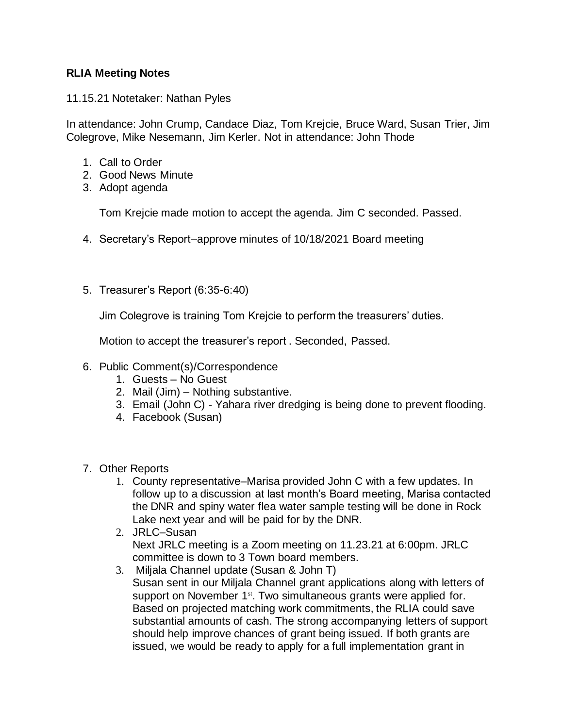**RLIA Meeting Notes**

11.15.21 Notetaker: Nathan Pyles

In attendance: John Crump, Candace Diaz, Tom Krejcie, Bruce Ward, Susan Trier, Jim Colegrove, Mike Nesemann, Jim Kerler. Not in attendance: John Thode

1. Call to Order
2. Good News Minute
3. Adopt agenda

   Tom Krejcie made motion to accept the agenda. Jim C seconded. Passed.

4. Secretary's Report–approve minutes of 10/18/2021 Board meeting

5. Treasurer's Report (6:35-6:40)

   Jim Colegrove is training Tom Krejcie to perform the treasurers' duties.

   Motion to accept the treasurer's report . Seconded, Passed.

6. Public Comment(s)/Correspondence
   1. Guests – No Guest
   2. Mail (Jim) – Nothing substantive.
   3. Email (John C) - Yahara river dredging is being done to prevent flooding.
   4. Facebook (Susan)

7. Other Reports
   1. County representative–Marisa provided John C with a few updates. In follow up to a discussion at last month's Board meeting, Marisa contacted the DNR and spiny water flea water sample testing will be done in Rock Lake next year and will be paid for by the DNR.
   2. JRLC–Susan
      Next JRLC meeting is a Zoom meeting on 11.23.21 at 6:00pm. JRLC committee is down to 3 Town board members.
   3. Miljala Channel update (Susan & John T)
      Susan sent in our Miljala Channel grant applications along with letters of support on November 1st. Two simultaneous grants were applied for. Based on projected matching work commitments, the RLIA could save substantial amounts of cash. The strong accompanying letters of support should help improve chances of grant being issued. If both grants are issued, we would be ready to apply for a full implementation grant in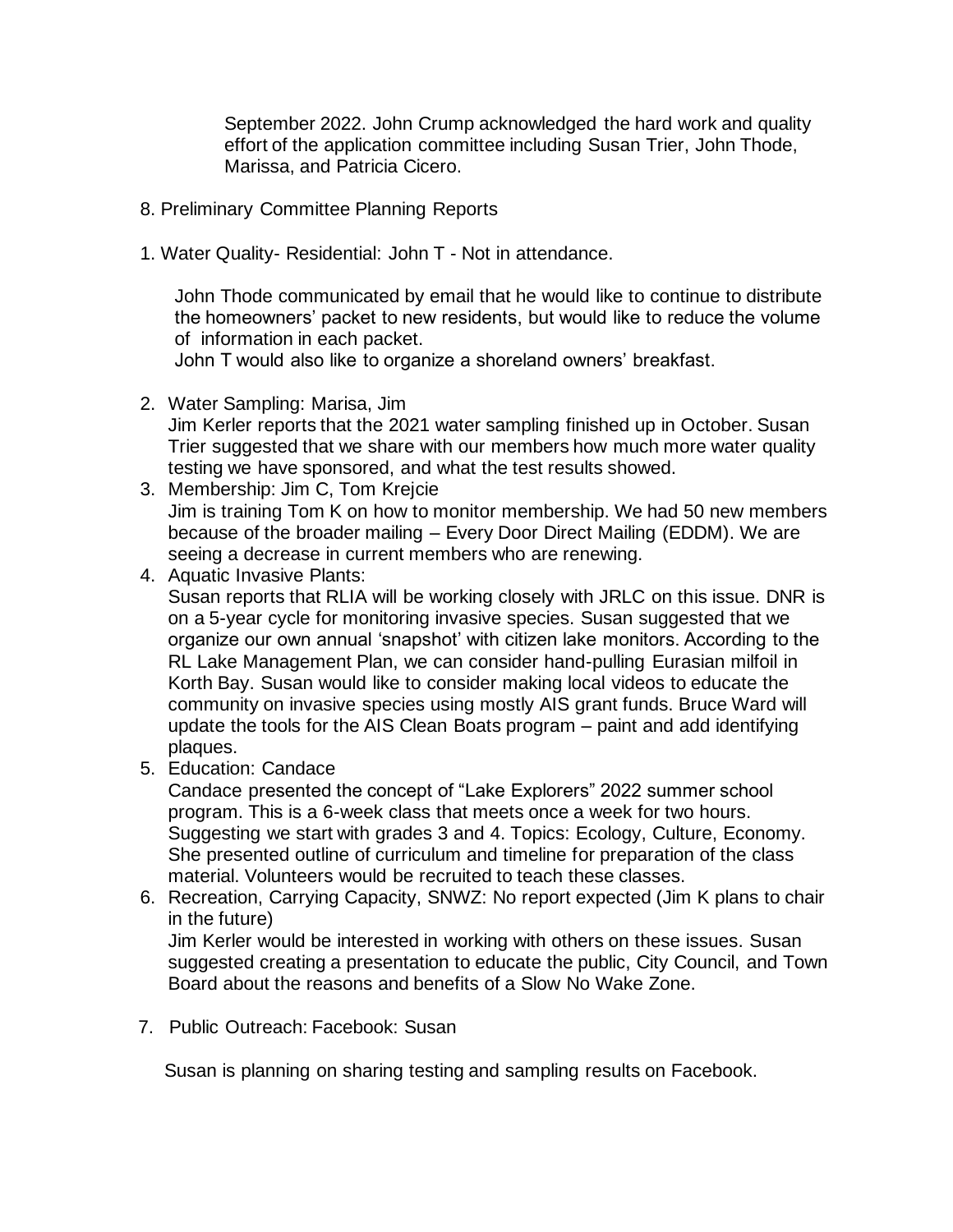September 2022. John Crump acknowledged the hard work and quality effort of the application committee including Susan Trier, John Thode, Marissa, and Patricia Cicero.

8. Preliminary Committee Planning Reports

1. Water Quality- Residential: John T - Not in attendance.

   John Thode communicated by email that he would like to continue to distribute the homeowners' packet to new residents, but would like to reduce the volume of information in each packet.
   John T would also like to organize a shoreland owners' breakfast.

2. Water Sampling: Marisa, Jim
   Jim Kerler reports that the 2021 water sampling finished up in October. Susan Trier suggested that we share with our members how much more water quality testing we have sponsored, and what the test results showed.
3. Membership: Jim C, Tom Krejcie
   Jim is training Tom K on how to monitor membership. We had 50 new members because of the broader mailing – Every Door Direct Mailing (EDDM). We are seeing a decrease in current members who are renewing.
4. Aquatic Invasive Plants:
   Susan reports that RLIA will be working closely with JRLC on this issue. DNR is on a 5-year cycle for monitoring invasive species. Susan suggested that we organize our own annual 'snapshot' with citizen lake monitors. According to the RL Lake Management Plan, we can consider hand-pulling Eurasian milfoil in Korth Bay. Susan would like to consider making local videos to educate the community on invasive species using mostly AIS grant funds. Bruce Ward will update the tools for the AIS Clean Boats program – paint and add identifying plaques.
5. Education: Candace
   Candace presented the concept of "Lake Explorers" 2022 summer school program. This is a 6-week class that meets once a week for two hours. Suggesting we start with grades 3 and 4. Topics: Ecology, Culture, Economy. She presented outline of curriculum and timeline for preparation of the class material. Volunteers would be recruited to teach these classes.
6. Recreation, Carrying Capacity, SNWZ: No report expected (Jim K plans to chair in the future)
   Jim Kerler would be interested in working with others on these issues. Susan suggested creating a presentation to educate the public, City Council, and Town Board about the reasons and benefits of a Slow No Wake Zone.

7. Public Outreach: Facebook: Susan

   Susan is planning on sharing testing and sampling results on Facebook.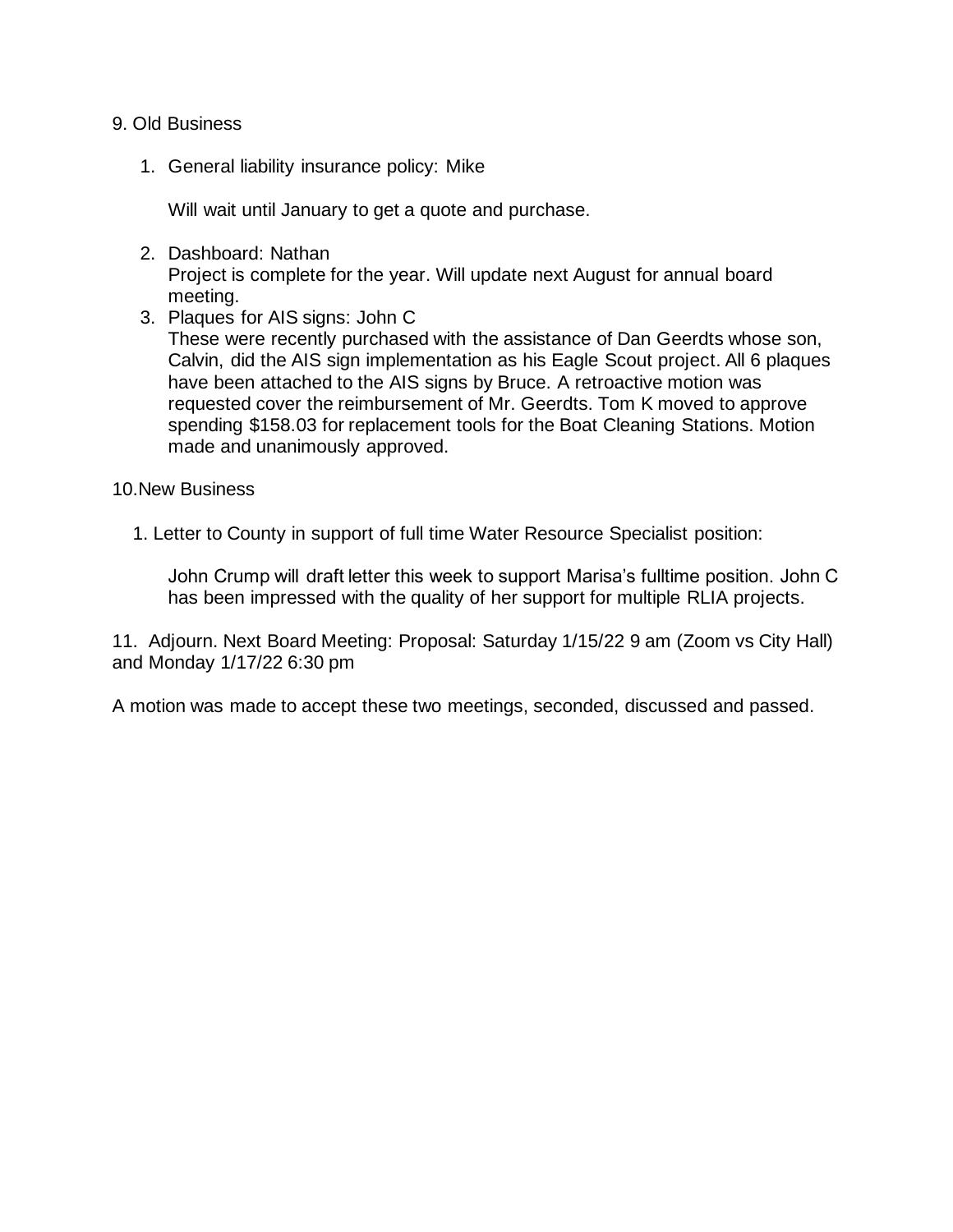9. Old Business

   1. General liability insurance policy: Mike

      Will wait until January to get a quote and purchase.

   2. Dashboard: Nathan
      Project is complete for the year. Will update next August for annual board meeting.
   3. Plaques for AIS signs: John C
      These were recently purchased with the assistance of Dan Geerdts whose son, Calvin, did the AIS sign implementation as his Eagle Scout project. All 6 plaques have been attached to the AIS signs by Bruce. A retroactive motion was requested cover the reimbursement of Mr. Geerdts. Tom K moved to approve spending $158.03 for replacement tools for the Boat Cleaning Stations. Motion made and unanimously approved.

10.New Business

   1. Letter to County in support of full time Water Resource Specialist position:

      John Crump will draft letter this week to support Marisa's fulltime position. John C has been impressed with the quality of her support for multiple RLIA projects.

11. Adjourn. Next Board Meeting: Proposal: Saturday 1/15/22 9 am (Zoom vs City Hall) and Monday 1/17/22 6:30 pm

A motion was made to accept these two meetings, seconded, discussed and passed.